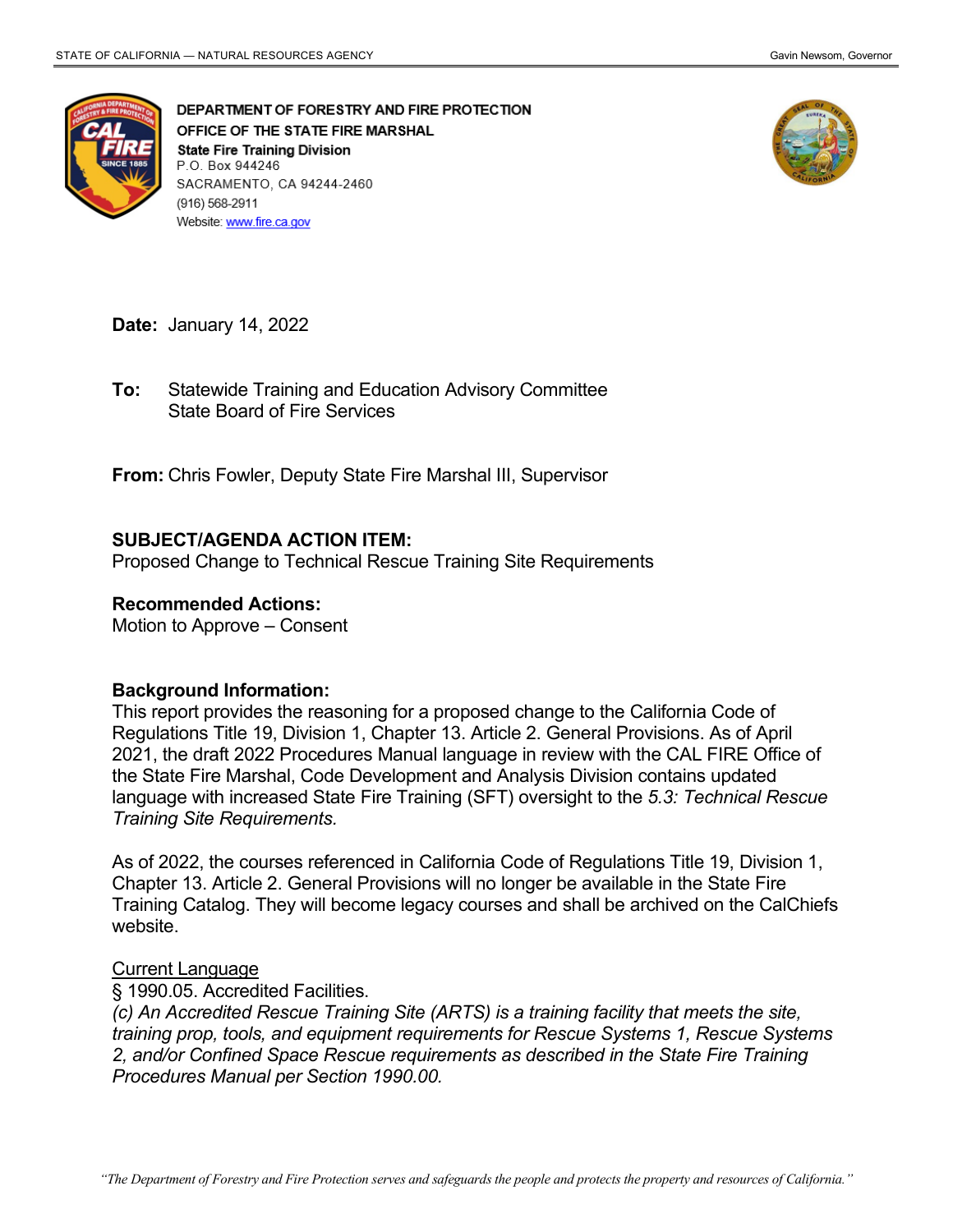STATE OF CALIFORNIA — NATURAL RESOURCES AGENCY

Gavin Newsom, Governor

**DEPARTMENT OF FORESTRY AND FIRE PROTECTION**
**OFFICE OF THE STATE FIRE MARSHAL**
**State Fire Training Division**
P.O. Box 944246
SACRAMENTO, CA 94244-2460
(916) 568-2911
Website: www.fire.ca.gov

**Date:** January 14, 2022

**To:** Statewide Training and Education Advisory Committee
State Board of Fire Services

**From:** Chris Fowler, Deputy State Fire Marshal III, Supervisor

**SUBJECT/AGENDA ACTION ITEM:**
Proposed Change to Technical Rescue Training Site Requirements

**Recommended Actions:**
Motion to Approve – Consent

**Background Information:**
This report provides the reasoning for a proposed change to the California Code of Regulations Title 19, Division 1, Chapter 13. Article 2. General Provisions. As of April 2021, the draft 2022 Procedures Manual language in review with the CAL FIRE Office of the State Fire Marshal, Code Development and Analysis Division contains updated language with increased State Fire Training (SFT) oversight to the *5.3: Technical Rescue Training Site Requirements.*

As of 2022, the courses referenced in California Code of Regulations Title 19, Division 1, Chapter 13. Article 2. General Provisions will no longer be available in the State Fire Training Catalog. They will become legacy courses and shall be archived on the CalChiefs website.

<u>Current Language</u>
§ 1990.05. Accredited Facilities.
*(c) An Accredited Rescue Training Site (ARTS) is a training facility that meets the site, training prop, tools, and equipment requirements for Rescue Systems 1, Rescue Systems 2, and/or Confined Space Rescue requirements as described in the State Fire Training Procedures Manual per Section 1990.00.*

*"The Department of Forestry and Fire Protection serves and safeguards the people and protects the property and resources of California."*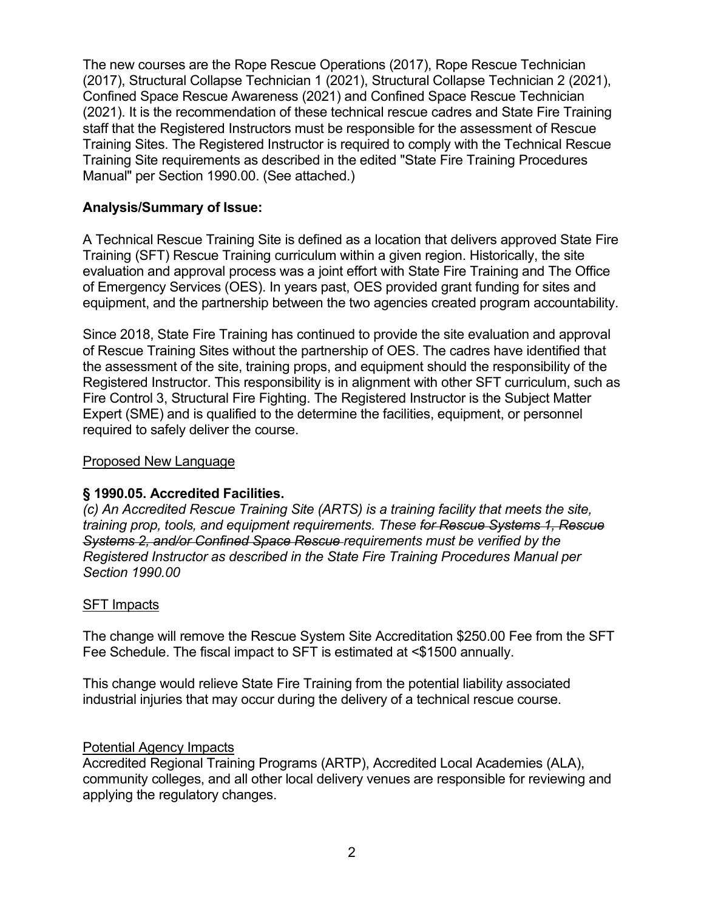The new courses are the Rope Rescue Operations (2017), Rope Rescue Technician (2017), Structural Collapse Technician 1 (2021), Structural Collapse Technician 2 (2021), Confined Space Rescue Awareness (2021) and Confined Space Rescue Technician (2021). It is the recommendation of these technical rescue cadres and State Fire Training staff that the Registered Instructors must be responsible for the assessment of Rescue Training Sites. The Registered Instructor is required to comply with the Technical Rescue Training Site requirements as described in the edited "State Fire Training Procedures Manual" per Section 1990.00. (See attached.)

**Analysis/Summary of Issue:**

A Technical Rescue Training Site is defined as a location that delivers approved State Fire Training (SFT) Rescue Training curriculum within a given region. Historically, the site evaluation and approval process was a joint effort with State Fire Training and The Office of Emergency Services (OES). In years past, OES provided grant funding for sites and equipment, and the partnership between the two agencies created program accountability.

Since 2018, State Fire Training has continued to provide the site evaluation and approval of Rescue Training Sites without the partnership of OES. The cadres have identified that the assessment of the site, training props, and equipment should the responsibility of the Registered Instructor. This responsibility is in alignment with other SFT curriculum, such as Fire Control 3, Structural Fire Fighting. The Registered Instructor is the Subject Matter Expert (SME) and is qualified to the determine the facilities, equipment, or personnel required to safely deliver the course.

Proposed New Language

**§ 1990.05. Accredited Facilities.**

*(c) An Accredited Rescue Training Site (ARTS) is a training facility that meets the site, training prop, tools, and equipment requirements. These ~~for Rescue Systems 1, Rescue Systems 2, and/or Confined Space Rescue~~ requirements must be verified by the Registered Instructor as described in the State Fire Training Procedures Manual per Section 1990.00*

SFT Impacts

The change will remove the Rescue System Site Accreditation $250.00 Fee from the SFT Fee Schedule. The fiscal impact to SFT is estimated at <$1500 annually.

This change would relieve State Fire Training from the potential liability associated industrial injuries that may occur during the delivery of a technical rescue course.

Potential Agency Impacts

Accredited Regional Training Programs (ARTP), Accredited Local Academies (ALA), community colleges, and all other local delivery venues are responsible for reviewing and applying the regulatory changes.